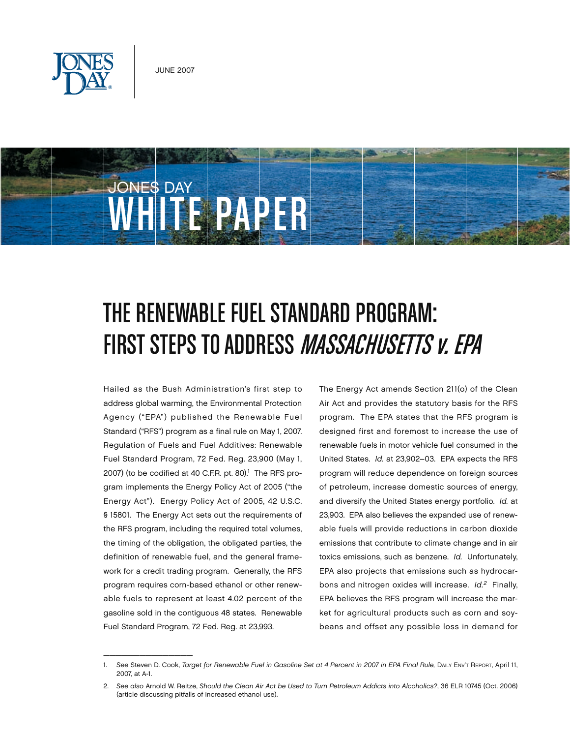JUNE 2007

JONES DAY

# WHITE PAPER

# THE RENEWABLE FUEL STANDARD PROGRAM: FIRST STEPS TO ADDRESS *MASSACHUSETTS v. EPA*

Hailed as the Bush Administration's first step to address global warming, the Environmental Protection Agency ("EPA") published the Renewable Fuel Standard ("RFS") program as a final rule on May 1, 2007. Regulation of Fuels and Fuel Additives: Renewable Fuel Standard Program, 72 Fed. Reg. 23,900 (May 1, 2007) (to be codified at 40 C.F.R. pt. 80).[1] The RFS program implements the Energy Policy Act of 2005 ("the Energy Act"). Energy Policy Act of 2005, 42 U.S.C. § 15801. The Energy Act sets out the requirements of the RFS program, including the required total volumes, the timing of the obligation, the obligated parties, the definition of renewable fuel, and the general framework for a credit trading program. Generally, the RFS program requires corn-based ethanol or other renewable fuels to represent at least 4.02 percent of the gasoline sold in the contiguous 48 states. Renewable Fuel Standard Program, 72 Fed. Reg. at 23,993.

The Energy Act amends Section 211(o) of the Clean Air Act and provides the statutory basis for the RFS program. The EPA states that the RFS program is designed first and foremost to increase the use of renewable fuels in motor vehicle fuel consumed in the United States. *Id.* at 23,902–03. EPA expects the RFS program will reduce dependence on foreign sources of petroleum, increase domestic sources of energy, and diversify the United States energy portfolio. *Id.* at 23,903. EPA also believes the expanded use of renewable fuels will provide reductions in carbon dioxide emissions that contribute to climate change and in air toxics emissions, such as benzene. *Id.* Unfortunately, EPA also projects that emissions such as hydrocarbons and nitrogen oxides will increase. *Id.*[2] Finally, EPA believes the RFS program will increase the market for agricultural products such as corn and soybeans and offset any possible loss in demand for

---

1. *See* Steven D. Cook, *Target for Renewable Fuel in Gasoline Set at 4 Percent in 2007 in EPA Final Rule,* Daily Env't Report, April 11, 2007, at A-1.

2. *See also* Arnold W. Reitze, *Should the Clean Air Act be Used to Turn Petroleum Addicts into Alcoholics?*, 36 ELR 10745 (Oct. 2006) (article discussing pitfalls of increased ethanol use).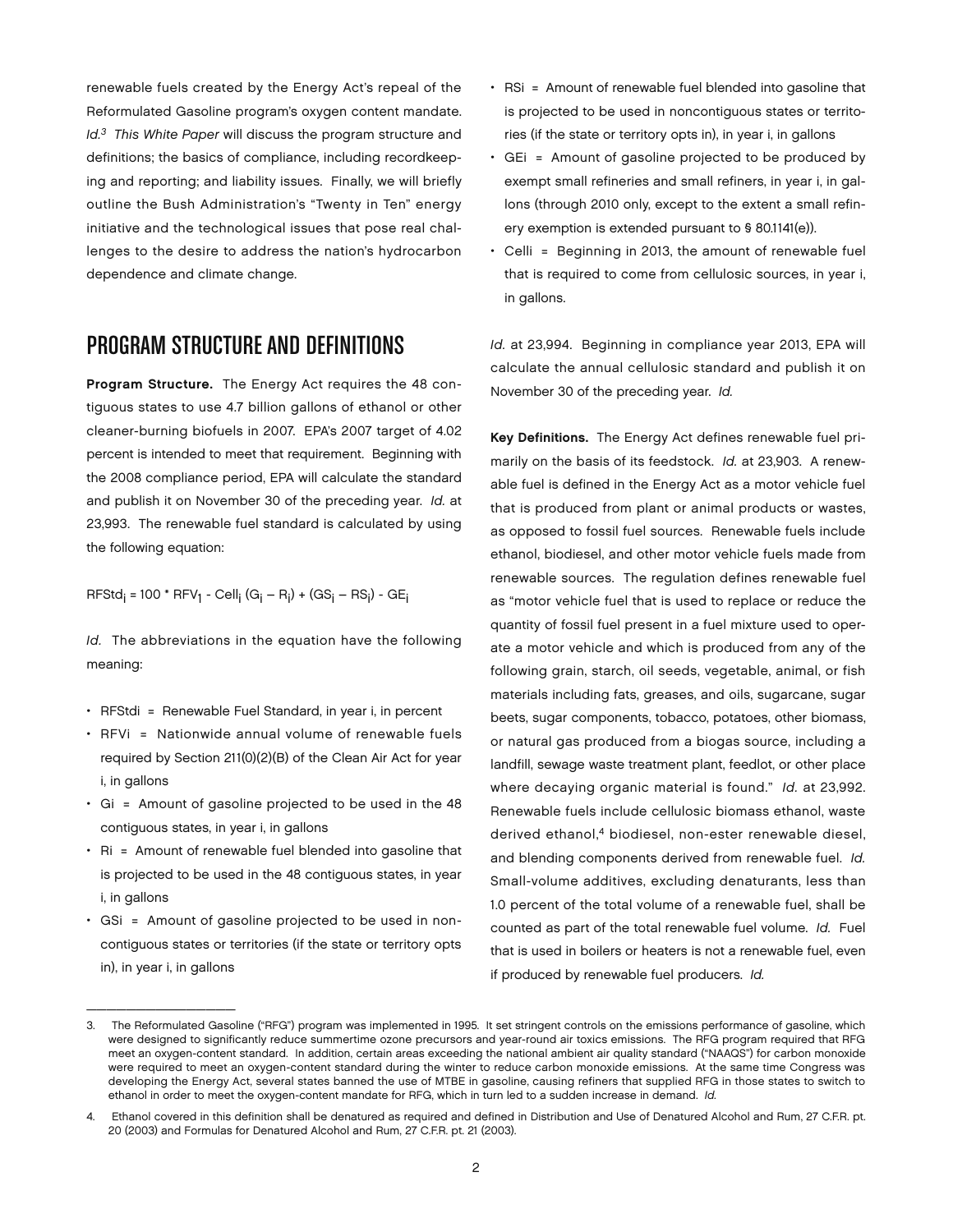renewable fuels created by the Energy Act's repeal of the Reformulated Gasoline program's oxygen content mandate. *Id.*[3] *This White Paper* will discuss the program structure and definitions; the basics of compliance, including recordkeeping and reporting; and liability issues. Finally, we will briefly outline the Bush Administration's "Twenty in Ten" energy initiative and the technological issues that pose real challenges to the desire to address the nation's hydrocarbon dependence and climate change.

## PROGRAM STRUCTURE AND DEFINITIONS

**Program Structure.** The Energy Act requires the 48 contiguous states to use 4.7 billion gallons of ethanol or other cleaner-burning biofuels in 2007. EPA's 2007 target of 4.02 percent is intended to meet that requirement. Beginning with the 2008 compliance period, EPA will calculate the standard and publish it on November 30 of the preceding year. *Id.* at 23,993. The renewable fuel standard is calculated by using the following equation:

$$RFStd_i = 100 * RFV_1 - Cell_i\,(G_i - R_i) + (GS_i - RS_i) - GE_i$$

*Id.* The abbreviations in the equation have the following meaning:

- RFStdi = Renewable Fuel Standard, in year i, in percent
- RFVi = Nationwide annual volume of renewable fuels required by Section 211(0)(2)(B) of the Clean Air Act for year i, in gallons
- Gi = Amount of gasoline projected to be used in the 48 contiguous states, in year i, in gallons
- Ri = Amount of renewable fuel blended into gasoline that is projected to be used in the 48 contiguous states, in year i, in gallons
- GSi = Amount of gasoline projected to be used in noncontiguous states or territories (if the state or territory opts in), in year i, in gallons
- RSi = Amount of renewable fuel blended into gasoline that is projected to be used in noncontiguous states or territories (if the state or territory opts in), in year i, in gallons
- GEi = Amount of gasoline projected to be produced by exempt small refineries and small refiners, in year i, in gallons (through 2010 only, except to the extent a small refinery exemption is extended pursuant to § 80.1141(e)).
- Celli = Beginning in 2013, the amount of renewable fuel that is required to come from cellulosic sources, in year i, in gallons.

*Id.* at 23,994. Beginning in compliance year 2013, EPA will calculate the annual cellulosic standard and publish it on November 30 of the preceding year. *Id.*

**Key Definitions.** The Energy Act defines renewable fuel primarily on the basis of its feedstock. *Id.* at 23,903. A renewable fuel is defined in the Energy Act as a motor vehicle fuel that is produced from plant or animal products or wastes, as opposed to fossil fuel sources. Renewable fuels include ethanol, biodiesel, and other motor vehicle fuels made from renewable sources. The regulation defines renewable fuel as "motor vehicle fuel that is used to replace or reduce the quantity of fossil fuel present in a fuel mixture used to operate a motor vehicle and which is produced from any of the following grain, starch, oil seeds, vegetable, animal, or fish materials including fats, greases, and oils, sugarcane, sugar beets, sugar components, tobacco, potatoes, other biomass, or natural gas produced from a biogas source, including a landfill, sewage waste treatment plant, feedlot, or other place where decaying organic material is found." *Id.* at 23,992. Renewable fuels include cellulosic biomass ethanol, waste derived ethanol,[4] biodiesel, non-ester renewable diesel, and blending components derived from renewable fuel. *Id.* Small-volume additives, excluding denaturants, less than 1.0 percent of the total volume of a renewable fuel, shall be counted as part of the total renewable fuel volume. *Id.* Fuel that is used in boilers or heaters is not a renewable fuel, even if produced by renewable fuel producers. *Id.*

---

3. The Reformulated Gasoline ("RFG") program was implemented in 1995. It set stringent controls on the emissions performance of gasoline, which were designed to significantly reduce summertime ozone precursors and year-round air toxics emissions. The RFG program required that RFG meet an oxygen-content standard. In addition, certain areas exceeding the national ambient air quality standard ("NAAQS") for carbon monoxide were required to meet an oxygen-content standard during the winter to reduce carbon monoxide emissions. At the same time Congress was developing the Energy Act, several states banned the use of MTBE in gasoline, causing refiners that supplied RFG in those states to switch to ethanol in order to meet the oxygen-content mandate for RFG, which in turn led to a sudden increase in demand. *Id.*

4. Ethanol covered in this definition shall be denatured as required and defined in Distribution and Use of Denatured Alcohol and Rum, 27 C.F.R. pt. 20 (2003) and Formulas for Denatured Alcohol and Rum, 27 C.F.R. pt. 21 (2003).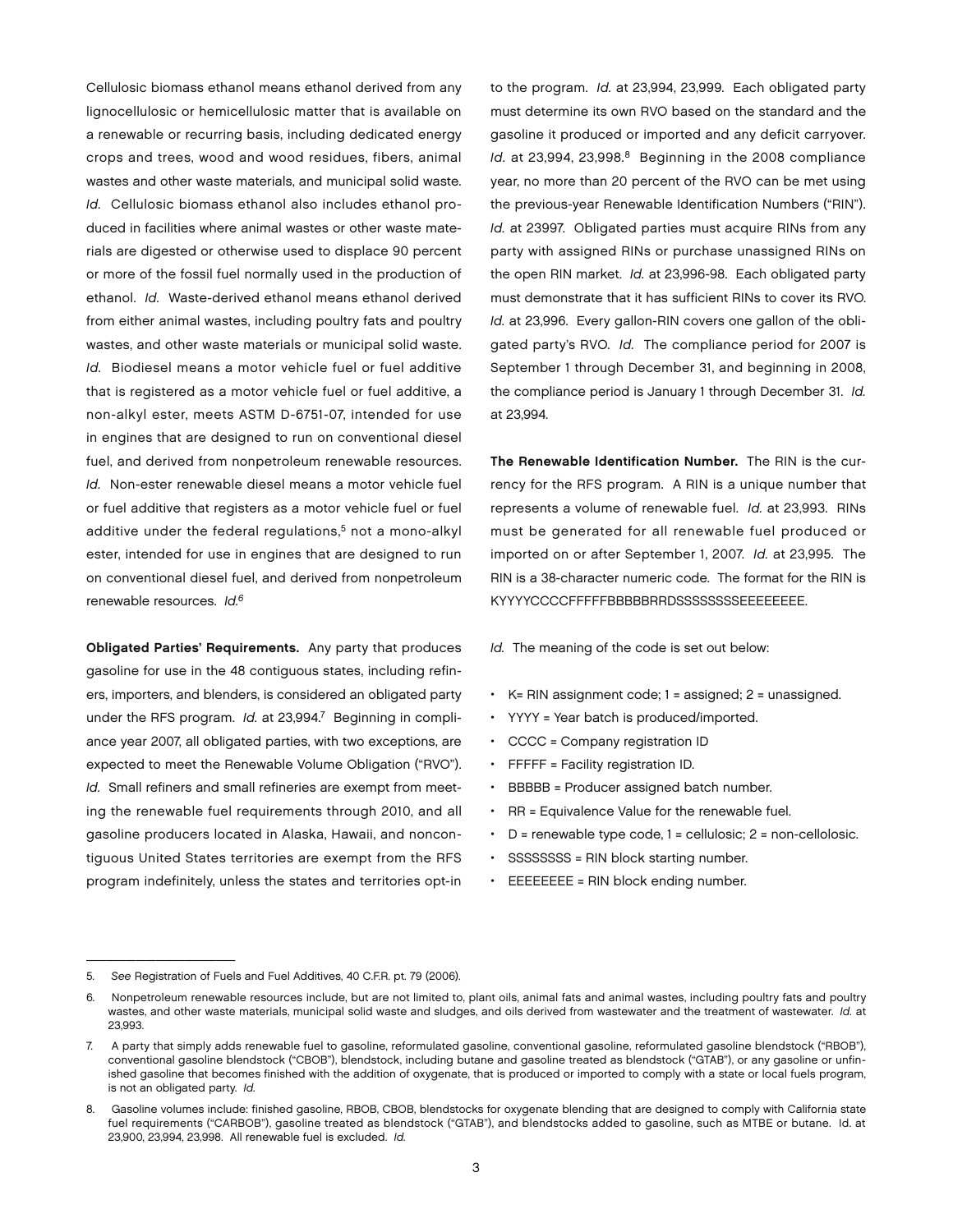Cellulosic biomass ethanol means ethanol derived from any lignocellulosic or hemicellulosic matter that is available on a renewable or recurring basis, including dedicated energy crops and trees, wood and wood residues, fibers, animal wastes and other waste materials, and municipal solid waste. *Id.* Cellulosic biomass ethanol also includes ethanol produced in facilities where animal wastes or other waste materials are digested or otherwise used to displace 90 percent or more of the fossil fuel normally used in the production of ethanol. *Id.* Waste-derived ethanol means ethanol derived from either animal wastes, including poultry fats and poultry wastes, and other waste materials or municipal solid waste. *Id.* Biodiesel means a motor vehicle fuel or fuel additive that is registered as a motor vehicle fuel or fuel additive, a non-alkyl ester, meets ASTM D-6751-07, intended for use in engines that are designed to run on conventional diesel fuel, and derived from nonpetroleum renewable resources. *Id.* Non-ester renewable diesel means a motor vehicle fuel or fuel additive that registers as a motor vehicle fuel or fuel additive under the federal regulations,[5] not a mono-alkyl ester, intended for use in engines that are designed to run on conventional diesel fuel, and derived from nonpetroleum renewable resources. *Id.*[6]

**Obligated Parties' Requirements.** Any party that produces gasoline for use in the 48 contiguous states, including refiners, importers, and blenders, is considered an obligated party under the RFS program. *Id.* at 23,994.[7] Beginning in compliance year 2007, all obligated parties, with two exceptions, are expected to meet the Renewable Volume Obligation ("RVO"). *Id.* Small refiners and small refineries are exempt from meeting the renewable fuel requirements through 2010, and all gasoline producers located in Alaska, Hawaii, and noncontiguous United States territories are exempt from the RFS program indefinitely, unless the states and territories opt-in to the program. *Id.* at 23,994, 23,999. Each obligated party must determine its own RVO based on the standard and the gasoline it produced or imported and any deficit carryover. *Id.* at 23,994, 23,998.[8] Beginning in the 2008 compliance year, no more than 20 percent of the RVO can be met using the previous-year Renewable Identification Numbers ("RIN"). *Id.* at 23997. Obligated parties must acquire RINs from any party with assigned RINs or purchase unassigned RINs on the open RIN market. *Id.* at 23,996-98. Each obligated party must demonstrate that it has sufficient RINs to cover its RVO. *Id.* at 23,996. Every gallon-RIN covers one gallon of the obligated party's RVO. *Id.* The compliance period for 2007 is September 1 through December 31, and beginning in 2008, the compliance period is January 1 through December 31. *Id.* at 23,994.

**The Renewable Identification Number.** The RIN is the currency for the RFS program. A RIN is a unique number that represents a volume of renewable fuel. *Id.* at 23,993. RINs must be generated for all renewable fuel produced or imported on or after September 1, 2007. *Id.* at 23,995. The RIN is a 38-character numeric code. The format for the RIN is KYYYYCCCCFFFFFBBBBBRRDSSSSSSSSEEEEEEEE.

*Id.* The meaning of the code is set out below:

- K= RIN assignment code; 1 = assigned; 2 = unassigned.
- YYYY = Year batch is produced/imported.
- CCCC = Company registration ID
- FFFFF = Facility registration ID.
- BBBBB = Producer assigned batch number.
- RR = Equivalence Value for the renewable fuel.
- D = renewable type code, 1 = cellulosic; 2 = non-cellolosic.
- SSSSSSSS = RIN block starting number.
- EEEEEEEE = RIN block ending number.

---

5. *See* Registration of Fuels and Fuel Additives, 40 C.F.R. pt. 79 (2006).

6. Nonpetroleum renewable resources include, but are not limited to, plant oils, animal fats and animal wastes, including poultry fats and poultry wastes, and other waste materials, municipal solid waste and sludges, and oils derived from wastewater and the treatment of wastewater. *Id.* at 23,993.

7. A party that simply adds renewable fuel to gasoline, reformulated gasoline, conventional gasoline, reformulated gasoline blendstock ("RBOB"), conventional gasoline blendstock ("CBOB"), blendstock, including butane and gasoline treated as blendstock ("GTAB"), or any gasoline or unfinished gasoline that becomes finished with the addition of oxygenate, that is produced or imported to comply with a state or local fuels program, is not an obligated party. *Id.*

8. Gasoline volumes include: finished gasoline, RBOB, CBOB, blendstocks for oxygenate blending that are designed to comply with California state fuel requirements ("CARBOB"), gasoline treated as blendstock ("GTAB"), and blendstocks added to gasoline, such as MTBE or butane. Id. at 23,900, 23,994, 23,998. All renewable fuel is excluded. *Id.*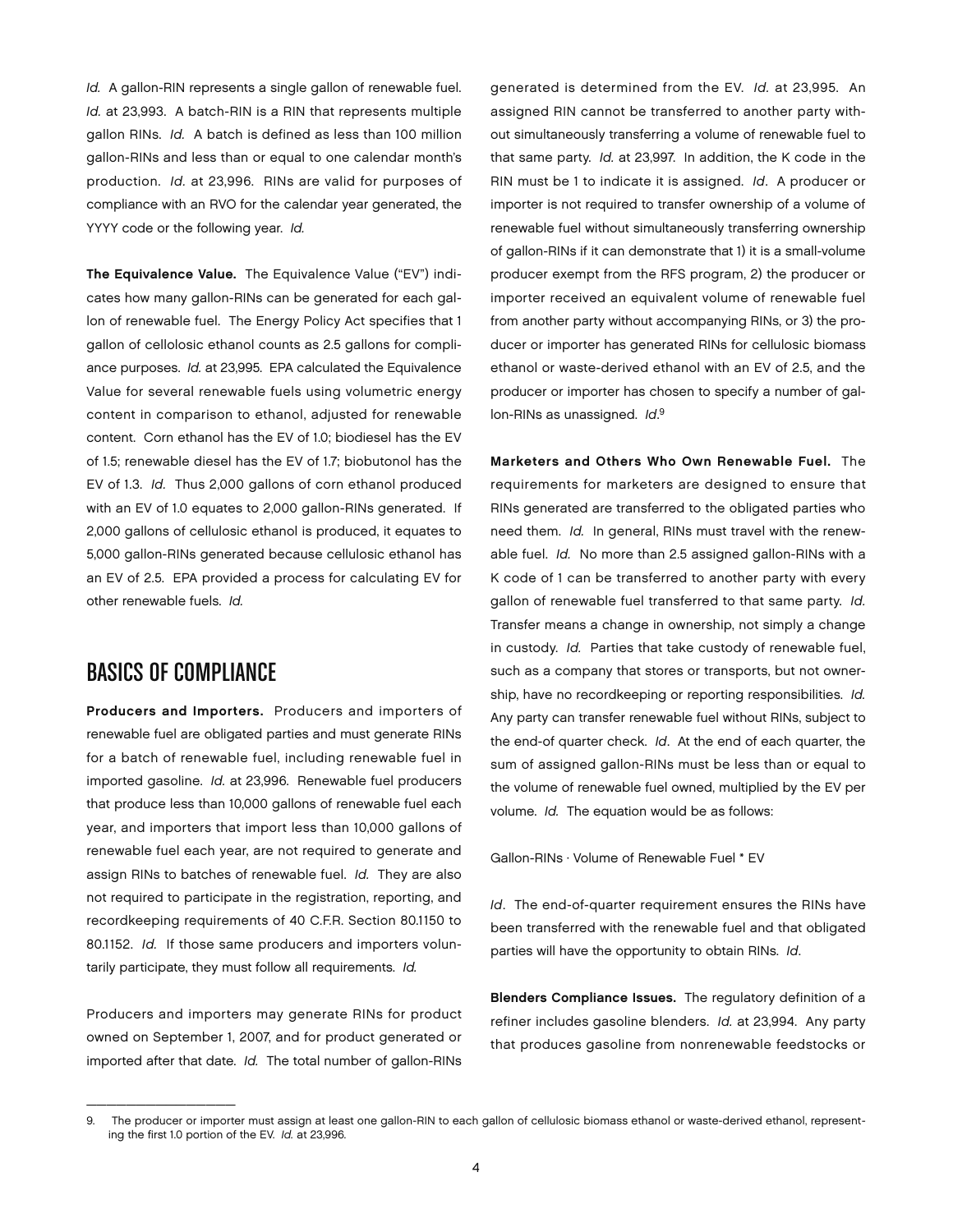*Id.* A gallon-RIN represents a single gallon of renewable fuel. *Id.* at 23,993. A batch-RIN is a RIN that represents multiple gallon RINs. *Id.* A batch is defined as less than 100 million gallon-RINs and less than or equal to one calendar month's production. *Id.* at 23,996. RINs are valid for purposes of compliance with an RVO for the calendar year generated, the YYYY code or the following year. *Id.*

**The Equivalence Value.** The Equivalence Value ("EV") indicates how many gallon-RINs can be generated for each gallon of renewable fuel. The Energy Policy Act specifies that 1 gallon of cellolosic ethanol counts as 2.5 gallons for compliance purposes. *Id.* at 23,995. EPA calculated the Equivalence Value for several renewable fuels using volumetric energy content in comparison to ethanol, adjusted for renewable content. Corn ethanol has the EV of 1.0; biodiesel has the EV of 1.5; renewable diesel has the EV of 1.7; biobutonol has the EV of 1.3. *Id.* Thus 2,000 gallons of corn ethanol produced with an EV of 1.0 equates to 2,000 gallon-RINs generated. If 2,000 gallons of cellulosic ethanol is produced, it equates to 5,000 gallon-RINs generated because cellulosic ethanol has an EV of 2.5. EPA provided a process for calculating EV for other renewable fuels. *Id.*

## BASICS OF COMPLIANCE

**Producers and Importers.** Producers and importers of renewable fuel are obligated parties and must generate RINs for a batch of renewable fuel, including renewable fuel in imported gasoline. *Id.* at 23,996. Renewable fuel producers that produce less than 10,000 gallons of renewable fuel each year, and importers that import less than 10,000 gallons of renewable fuel each year, are not required to generate and assign RINs to batches of renewable fuel. *Id.* They are also not required to participate in the registration, reporting, and recordkeeping requirements of 40 C.F.R. Section 80.1150 to 80.1152. *Id.* If those same producers and importers voluntarily participate, they must follow all requirements. *Id.*

Producers and importers may generate RINs for product owned on September 1, 2007, and for product generated or imported after that date. *Id.* The total number of gallon-RINs generated is determined from the EV. *Id.* at 23,995. An assigned RIN cannot be transferred to another party without simultaneously transferring a volume of renewable fuel to that same party. *Id.* at 23,997. In addition, the K code in the RIN must be 1 to indicate it is assigned. *Id*. A producer or importer is not required to transfer ownership of a volume of renewable fuel without simultaneously transferring ownership of gallon-RINs if it can demonstrate that 1) it is a small-volume producer exempt from the RFS program, 2) the producer or importer received an equivalent volume of renewable fuel from another party without accompanying RINs, or 3) the producer or importer has generated RINs for cellulosic biomass ethanol or waste-derived ethanol with an EV of 2.5, and the producer or importer has chosen to specify a number of gallon-RINs as unassigned. *Id*.[9]

**Marketers and Others Who Own Renewable Fuel.** The requirements for marketers are designed to ensure that RINs generated are transferred to the obligated parties who need them. *Id.* In general, RINs must travel with the renewable fuel. *Id.* No more than 2.5 assigned gallon-RINs with a K code of 1 can be transferred to another party with every gallon of renewable fuel transferred to that same party. *Id.* Transfer means a change in ownership, not simply a change in custody. *Id.* Parties that take custody of renewable fuel, such as a company that stores or transports, but not ownership, have no recordkeeping or reporting responsibilities. *Id.* Any party can transfer renewable fuel without RINs, subject to the end-of quarter check. *Id*. At the end of each quarter, the sum of assigned gallon-RINs must be less than or equal to the volume of renewable fuel owned, multiplied by the EV per volume. *Id.* The equation would be as follows:

Gallon-RINs · Volume of Renewable Fuel * EV

*Id*. The end-of-quarter requirement ensures the RINs have been transferred with the renewable fuel and that obligated parties will have the opportunity to obtain RINs. *Id*.

**Blenders Compliance Issues.** The regulatory definition of a refiner includes gasoline blenders. *Id.* at 23,994. Any party that produces gasoline from nonrenewable feedstocks or

---

9. The producer or importer must assign at least one gallon-RIN to each gallon of cellulosic biomass ethanol or waste-derived ethanol, representing the first 1.0 portion of the EV. *Id.* at 23,996.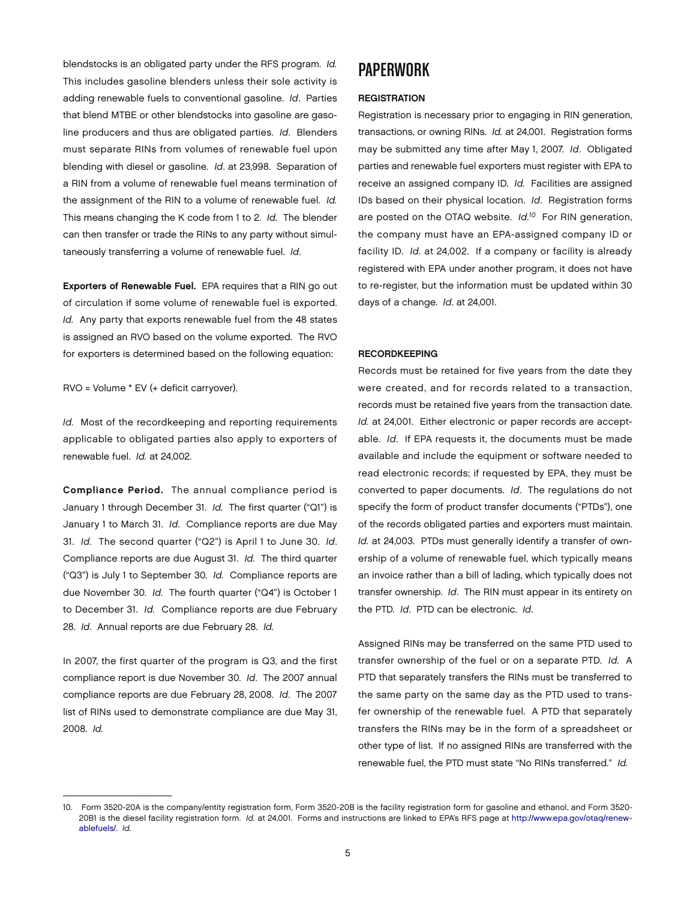blendstocks is an obligated party under the RFS program. *Id.* This includes gasoline blenders unless their sole activity is adding renewable fuels to conventional gasoline. *Id*. Parties that blend MTBE or other blendstocks into gasoline are gasoline producers and thus are obligated parties. *Id*. Blenders must separate RINs from volumes of renewable fuel upon blending with diesel or gasoline. *Id*. at 23,998. Separation of a RIN from a volume of renewable fuel means termination of the assignment of the RIN to a volume of renewable fuel. *Id.* This means changing the K code from 1 to 2. *Id.* The blender can then transfer or trade the RINs to any party without simultaneously transferring a volume of renewable fuel. *Id*.

**Exporters of Renewable Fuel.** EPA requires that a RIN go out of circulation if some volume of renewable fuel is exported. *Id.* Any party that exports renewable fuel from the 48 states is assigned an RVO based on the volume exported. The RVO for exporters is determined based on the following equation:

RVO = Volume * EV (+ deficit carryover).

*Id.* Most of the recordkeeping and reporting requirements applicable to obligated parties also apply to exporters of renewable fuel. *Id.* at 24,002.

**Compliance Period.** The annual compliance period is January 1 through December 31. *Id.* The first quarter ("Q1") is January 1 to March 31. *Id*. Compliance reports are due May 31. *Id.* The second quarter ("Q2") is April 1 to June 30. *Id*. Compliance reports are due August 31. *Id.* The third quarter ("Q3") is July 1 to September 30. *Id.* Compliance reports are due November 30. *Id.* The fourth quarter ("Q4") is October 1 to December 31. *Id.* Compliance reports are due February 28. *Id*. Annual reports are due February 28. *Id.*

In 2007, the first quarter of the program is Q3, and the first compliance report is due November 30. *Id*. The 2007 annual compliance reports are due February 28, 2008. *Id*. The 2007 list of RINs used to demonstrate compliance are due May 31, 2008. *Id.*

## PAPERWORK

### REGISTRATION

Registration is necessary prior to engaging in RIN generation, transactions, or owning RINs. *Id.* at 24,001. Registration forms may be submitted any time after May 1, 2007. *Id*. Obligated parties and renewable fuel exporters must register with EPA to receive an assigned company ID. *Id.* Facilities are assigned IDs based on their physical location. *Id*. Registration forms are posted on the OTAQ website. *Id.*[10] For RIN generation, the company must have an EPA-assigned company ID or facility ID. *Id.* at 24,002. If a company or facility is already registered with EPA under another program, it does not have to re-register, but the information must be updated within 30 days of a change. *Id*. at 24,001.

### RECORDKEEPING

Records must be retained for five years from the date they were created, and for records related to a transaction, records must be retained five years from the transaction date. *Id.* at 24,001. Either electronic or paper records are acceptable. *Id*. If EPA requests it, the documents must be made available and include the equipment or software needed to read electronic records; if requested by EPA, they must be converted to paper documents. *Id*. The regulations do not specify the form of product transfer documents ("PTDs"), one of the records obligated parties and exporters must maintain. *Id.* at 24,003. PTDs must generally identify a transfer of ownership of a volume of renewable fuel, which typically means an invoice rather than a bill of lading, which typically does not transfer ownership. *Id*. The RIN must appear in its entirety on the PTD. *Id*. PTD can be electronic. *Id*.

Assigned RINs may be transferred on the same PTD used to transfer ownership of the fuel or on a separate PTD. *Id.* A PTD that separately transfers the RINs must be transferred to the same party on the same day as the PTD used to transfer ownership of the renewable fuel. A PTD that separately transfers the RINs may be in the form of a spreadsheet or other type of list. If no assigned RINs are transferred with the renewable fuel, the PTD must state "No RINs transferred." *Id.*

---

10. Form 3520-20A is the company/entity registration form, Form 3520-20B is the facility registration form for gasoline and ethanol, and Form 3520-20B1 is the diesel facility registration form. *Id.* at 24,001. Forms and instructions are linked to EPA's RFS page at http://www.epa.gov/otaq/renewablefuels/. *Id.*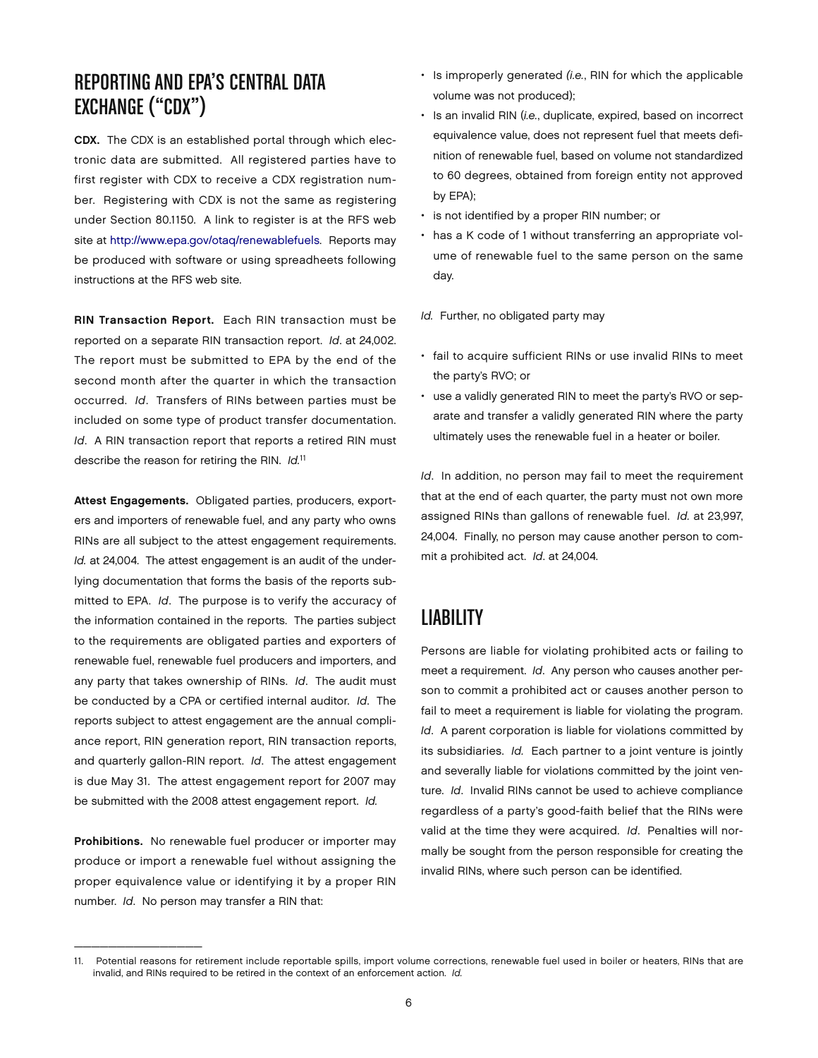## REPORTING AND EPA'S CENTRAL DATA EXCHANGE ("CDX")

**CDX.** The CDX is an established portal through which electronic data are submitted. All registered parties have to first register with CDX to receive a CDX registration number. Registering with CDX is not the same as registering under Section 80.1150. A link to register is at the RFS web site at http://www.epa.gov/otaq/renewablefuels. Reports may be produced with software or using spreadheets following instructions at the RFS web site.

**RIN Transaction Report.** Each RIN transaction must be reported on a separate RIN transaction report. *Id*. at 24,002. The report must be submitted to EPA by the end of the second month after the quarter in which the transaction occurred. *Id*. Transfers of RINs between parties must be included on some type of product transfer documentation. *Id*. A RIN transaction report that reports a retired RIN must describe the reason for retiring the RIN. *Id.*[11]

**Attest Engagements.** Obligated parties, producers, exporters and importers of renewable fuel, and any party who owns RINs are all subject to the attest engagement requirements. *Id.* at 24,004. The attest engagement is an audit of the underlying documentation that forms the basis of the reports submitted to EPA. *Id*. The purpose is to verify the accuracy of the information contained in the reports. The parties subject to the requirements are obligated parties and exporters of renewable fuel, renewable fuel producers and importers, and any party that takes ownership of RINs. *Id*. The audit must be conducted by a CPA or certified internal auditor. *Id*. The reports subject to attest engagement are the annual compliance report, RIN generation report, RIN transaction reports, and quarterly gallon-RIN report. *Id*. The attest engagement is due May 31. The attest engagement report for 2007 may be submitted with the 2008 attest engagement report. *Id.*

**Prohibitions.** No renewable fuel producer or importer may produce or import a renewable fuel without assigning the proper equivalence value or identifying it by a proper RIN number. *Id*. No person may transfer a RIN that:

- Is improperly generated *(i.e.*, RIN for which the applicable volume was not produced);
- Is an invalid RIN (*i.e.*, duplicate, expired, based on incorrect equivalence value, does not represent fuel that meets definition of renewable fuel, based on volume not standardized to 60 degrees, obtained from foreign entity not approved by EPA);
- is not identified by a proper RIN number; or
- has a K code of 1 without transferring an appropriate volume of renewable fuel to the same person on the same day.

*Id.* Further, no obligated party may

- fail to acquire sufficient RINs or use invalid RINs to meet the party's RVO; or
- use a validly generated RIN to meet the party's RVO or separate and transfer a validly generated RIN where the party ultimately uses the renewable fuel in a heater or boiler.

*Id*. In addition, no person may fail to meet the requirement that at the end of each quarter, the party must not own more assigned RINs than gallons of renewable fuel. *Id.* at 23,997, 24,004. Finally, no person may cause another person to commit a prohibited act. *Id.* at 24,004.

## LIABILITY

Persons are liable for violating prohibited acts or failing to meet a requirement. *Id*. Any person who causes another person to commit a prohibited act or causes another person to fail to meet a requirement is liable for violating the program. *Id*. A parent corporation is liable for violations committed by its subsidiaries. *Id.* Each partner to a joint venture is jointly and severally liable for violations committed by the joint venture. *Id*. Invalid RINs cannot be used to achieve compliance regardless of a party's good-faith belief that the RINs were valid at the time they were acquired. *Id*. Penalties will normally be sought from the person responsible for creating the invalid RINs, where such person can be identified.

---

11. Potential reasons for retirement include reportable spills, import volume corrections, renewable fuel used in boiler or heaters, RINs that are invalid, and RINs required to be retired in the context of an enforcement action. *Id.*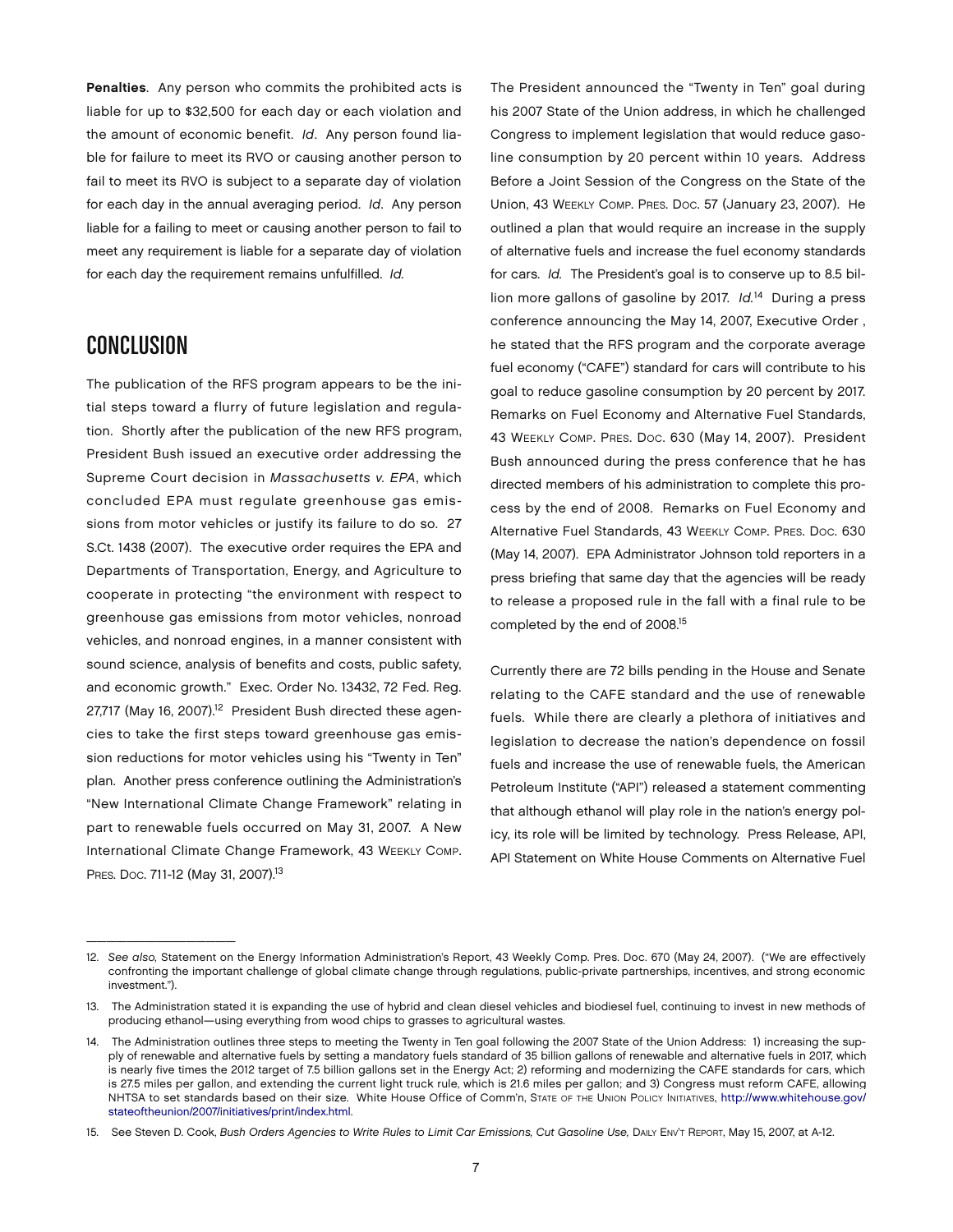**Penalties**. Any person who commits the prohibited acts is liable for up to $32,500 for each day or each violation and the amount of economic benefit. *Id*. Any person found liable for failure to meet its RVO or causing another person to fail to meet its RVO is subject to a separate day of violation for each day in the annual averaging period. *Id*. Any person liable for a failing to meet or causing another person to fail to meet any requirement is liable for a separate day of violation for each day the requirement remains unfulfilled. *Id.*

## CONCLUSION

The publication of the RFS program appears to be the initial steps toward a flurry of future legislation and regulation. Shortly after the publication of the new RFS program, President Bush issued an executive order addressing the Supreme Court decision in *Massachusetts v. EPA*, which concluded EPA must regulate greenhouse gas emissions from motor vehicles or justify its failure to do so. 27 S.Ct. 1438 (2007). The executive order requires the EPA and Departments of Transportation, Energy, and Agriculture to cooperate in protecting "the environment with respect to greenhouse gas emissions from motor vehicles, nonroad vehicles, and nonroad engines, in a manner consistent with sound science, analysis of benefits and costs, public safety, and economic growth." Exec. Order No. 13432, 72 Fed. Reg. 27,717 (May 16, 2007).[12] President Bush directed these agencies to take the first steps toward greenhouse gas emission reductions for motor vehicles using his "Twenty in Ten" plan. Another press conference outlining the Administration's "New International Climate Change Framework" relating in part to renewable fuels occurred on May 31, 2007. A New International Climate Change Framework, 43 Weekly Comp. Pres. Doc. 711-12 (May 31, 2007).[13]

The President announced the "Twenty in Ten" goal during his 2007 State of the Union address, in which he challenged Congress to implement legislation that would reduce gasoline consumption by 20 percent within 10 years. Address Before a Joint Session of the Congress on the State of the Union, 43 Weekly Comp. Pres. Doc. 57 (January 23, 2007). He outlined a plan that would require an increase in the supply of alternative fuels and increase the fuel economy standards for cars. *Id.* The President's goal is to conserve up to 8.5 billion more gallons of gasoline by 2017. *Id.*[14] During a press conference announcing the May 14, 2007, Executive Order , he stated that the RFS program and the corporate average fuel economy ("CAFE") standard for cars will contribute to his goal to reduce gasoline consumption by 20 percent by 2017. Remarks on Fuel Economy and Alternative Fuel Standards, 43 Weekly Comp. Pres. Doc. 630 (May 14, 2007). President Bush announced during the press conference that he has directed members of his administration to complete this process by the end of 2008. Remarks on Fuel Economy and Alternative Fuel Standards, 43 Weekly Comp. Pres. Doc. 630 (May 14, 2007). EPA Administrator Johnson told reporters in a press briefing that same day that the agencies will be ready to release a proposed rule in the fall with a final rule to be completed by the end of 2008.[15]

Currently there are 72 bills pending in the House and Senate relating to the CAFE standard and the use of renewable fuels. While there are clearly a plethora of initiatives and legislation to decrease the nation's dependence on fossil fuels and increase the use of renewable fuels, the American Petroleum Institute ("API") released a statement commenting that although ethanol will play role in the nation's energy policy, its role will be limited by technology. Press Release, API, API Statement on White House Comments on Alternative Fuel

---

12. *See also,* Statement on the Energy Information Administration's Report, 43 Weekly Comp. Pres. Doc. 670 (May 24, 2007). ("We are effectively confronting the important challenge of global climate change through regulations, public-private partnerships, incentives, and strong economic investment.").

13. The Administration stated it is expanding the use of hybrid and clean diesel vehicles and biodiesel fuel, continuing to invest in new methods of producing ethanol—using everything from wood chips to grasses to agricultural wastes.

14. The Administration outlines three steps to meeting the Twenty in Ten goal following the 2007 State of the Union Address: 1) increasing the supply of renewable and alternative fuels by setting a mandatory fuels standard of 35 billion gallons of renewable and alternative fuels in 2017, which is nearly five times the 2012 target of 7.5 billion gallons set in the Energy Act; 2) reforming and modernizing the CAFE standards for cars, which is 27.5 miles per gallon, and extending the current light truck rule, which is 21.6 miles per gallon; and 3) Congress must reform CAFE, allowing NHTSA to set standards based on their size. White House Office of Comm'n, State of the Union Policy Initiatives, http://www.whitehouse.gov/stateoftheunion/2007/initiatives/print/index.html.

15. See Steven D. Cook, *Bush Orders Agencies to Write Rules to Limit Car Emissions, Cut Gasoline Use,* Daily Env't Report, May 15, 2007, at A-12.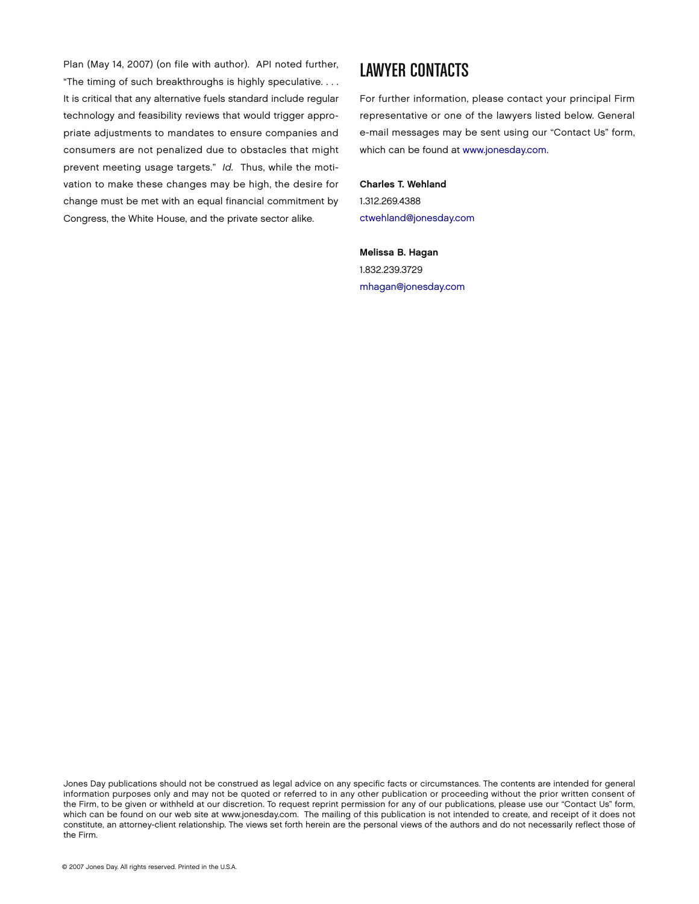Plan (May 14, 2007) (on file with author). API noted further, "The timing of such breakthroughs is highly speculative. . . . It is critical that any alternative fuels standard include regular technology and feasibility reviews that would trigger appropriate adjustments to mandates to ensure companies and consumers are not penalized due to obstacles that might prevent meeting usage targets." *Id.* Thus, while the motivation to make these changes may be high, the desire for change must be met with an equal financial commitment by Congress, the White House, and the private sector alike.

## LAWYER CONTACTS

For further information, please contact your principal Firm representative or one of the lawyers listed below. General e-mail messages may be sent using our "Contact Us" form, which can be found at www.jonesday.com.

**Charles T. Wehland**
1.312.269.4388
ctwehland@jonesday.com

**Melissa B. Hagan**
1.832.239.3729
mhagan@jonesday.com

Jones Day publications should not be construed as legal advice on any specific facts or circumstances. The contents are intended for general information purposes only and may not be quoted or referred to in any other publication or proceeding without the prior written consent of the Firm, to be given or withheld at our discretion. To request reprint permission for any of our publications, please use our "Contact Us" form, which can be found on our web site at www.jonesday.com. The mailing of this publication is not intended to create, and receipt of it does not constitute, an attorney-client relationship. The views set forth herein are the personal views of the authors and do not necessarily reflect those of the Firm.

© 2007 Jones Day. All rights reserved. Printed in the U.S.A.